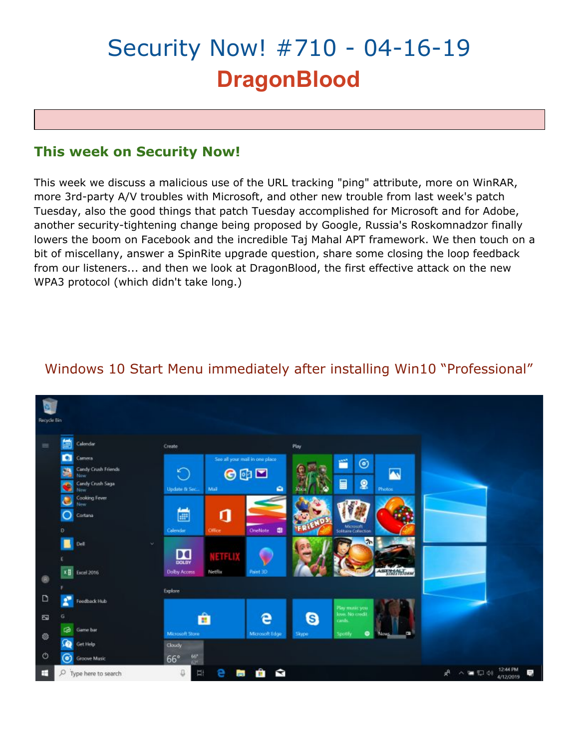# Security Now! #710 - 04-16-19
## DragonBlood

### This week on Security Now!

This week we discuss a malicious use of the URL tracking "ping" attribute, more on WinRAR, more 3rd-party A/V troubles with Microsoft, and other new trouble from last week's patch Tuesday, also the good things that patch Tuesday accomplished for Microsoft and for Adobe, another security-tightening change being proposed by Google, Russia's Roskomnadzor finally lowers the boom on Facebook and the incredible Taj Mahal APT framework. We then touch on a bit of miscellany, answer a SpinRite upgrade question, share some closing the loop feedback from our listeners... and then we look at DragonBlood, the first effective attack on the new WPA3 protocol (which didn't take long.)

Windows 10 Start Menu immediately after installing Win10 "Professional"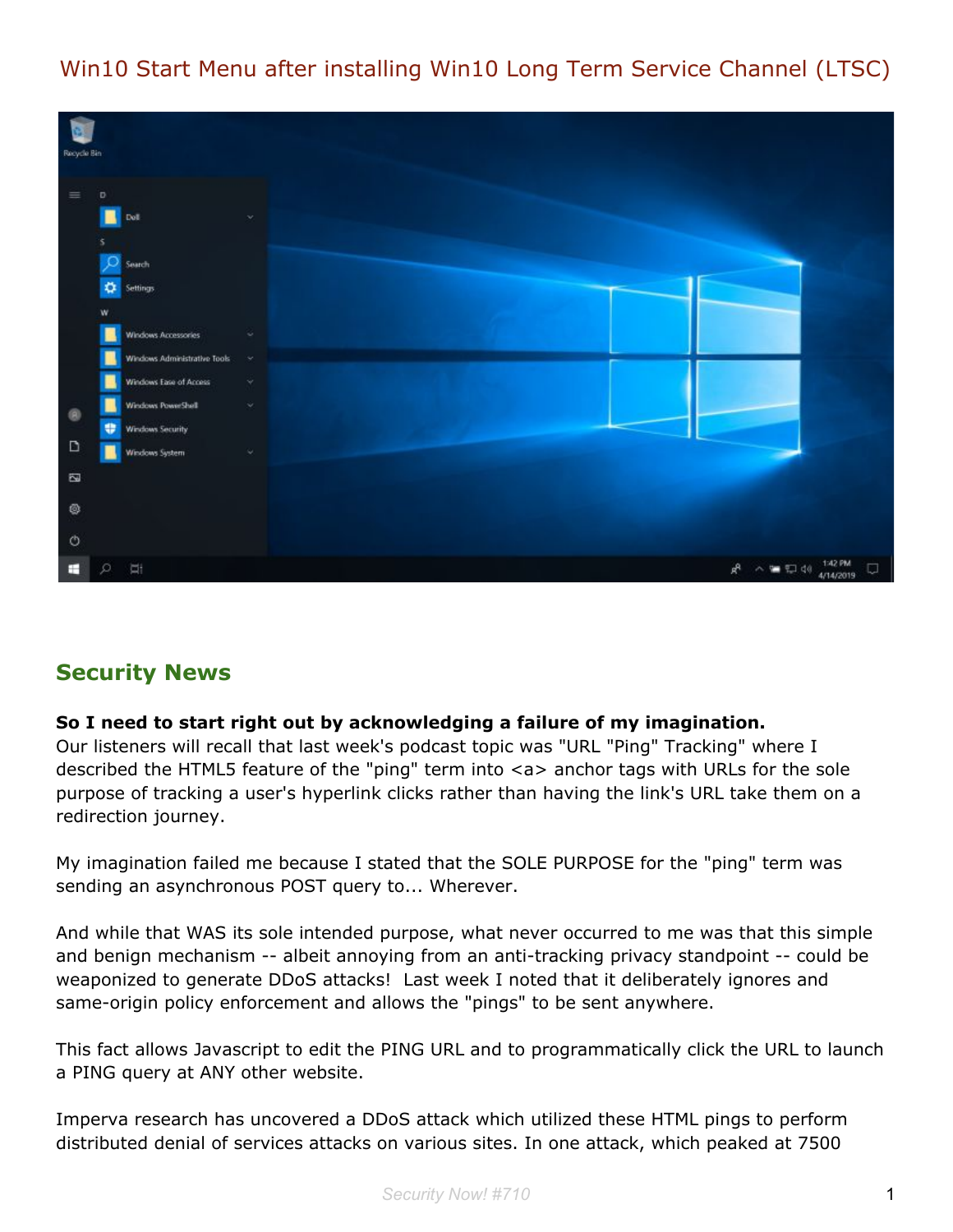Win10 Start Menu after installing Win10 Long Term Service Channel (LTSC)

## Security News

**So I need to start right out by acknowledging a failure of my imagination.**
Our listeners will recall that last week's podcast topic was "URL "Ping" Tracking" where I described the HTML5 feature of the "ping" term into <a> anchor tags with URLs for the sole purpose of tracking a user's hyperlink clicks rather than having the link's URL take them on a redirection journey.

My imagination failed me because I stated that the SOLE PURPOSE for the "ping" term was sending an asynchronous POST query to... Wherever.

And while that WAS its sole intended purpose, what never occurred to me was that this simple and benign mechanism -- albeit annoying from an anti-tracking privacy standpoint -- could be weaponized to generate DDoS attacks! Last week I noted that it deliberately ignores and same-origin policy enforcement and allows the "pings" to be sent anywhere.

This fact allows Javascript to edit the PING URL and to programmatically click the URL to launch a PING query at ANY other website.

Imperva research has uncovered a DDoS attack which utilized these HTML pings to perform distributed denial of services attacks on various sites. In one attack, which peaked at 7500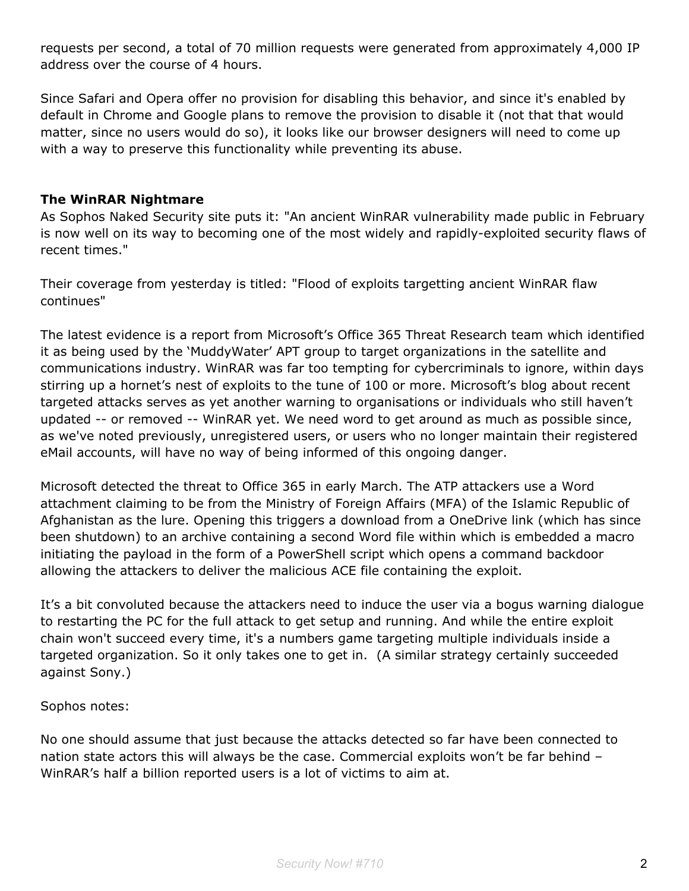requests per second, a total of 70 million requests were generated from approximately 4,000 IP address over the course of 4 hours.

Since Safari and Opera offer no provision for disabling this behavior, and since it's enabled by default in Chrome and Google plans to remove the provision to disable it (not that that would matter, since no users would do so), it looks like our browser designers will need to come up with a way to preserve this functionality while preventing its abuse.

### The WinRAR Nightmare

As Sophos Naked Security site puts it: "An ancient WinRAR vulnerability made public in February is now well on its way to becoming one of the most widely and rapidly-exploited security flaws of recent times."

Their coverage from yesterday is titled: "Flood of exploits targetting ancient WinRAR flaw continues"

The latest evidence is a report from Microsoft's Office 365 Threat Research team which identified it as being used by the 'MuddyWater' APT group to target organizations in the satellite and communications industry. WinRAR was far too tempting for cybercriminals to ignore, within days stirring up a hornet's nest of exploits to the tune of 100 or more. Microsoft's blog about recent targeted attacks serves as yet another warning to organisations or individuals who still haven't updated -- or removed -- WinRAR yet. We need word to get around as much as possible since, as we've noted previously, unregistered users, or users who no longer maintain their registered eMail accounts, will have no way of being informed of this ongoing danger.

Microsoft detected the threat to Office 365 in early March. The ATP attackers use a Word attachment claiming to be from the Ministry of Foreign Affairs (MFA) of the Islamic Republic of Afghanistan as the lure. Opening this triggers a download from a OneDrive link (which has since been shutdown) to an archive containing a second Word file within which is embedded a macro initiating the payload in the form of a PowerShell script which opens a command backdoor allowing the attackers to deliver the malicious ACE file containing the exploit.

It's a bit convoluted because the attackers need to induce the user via a bogus warning dialogue to restarting the PC for the full attack to get setup and running. And while the entire exploit chain won't succeed every time, it's a numbers game targeting multiple individuals inside a targeted organization. So it only takes one to get in. (A similar strategy certainly succeeded against Sony.)

Sophos notes:

No one should assume that just because the attacks detected so far have been connected to nation state actors this will always be the case. Commercial exploits won't be far behind – WinRAR's half a billion reported users is a lot of victims to aim at.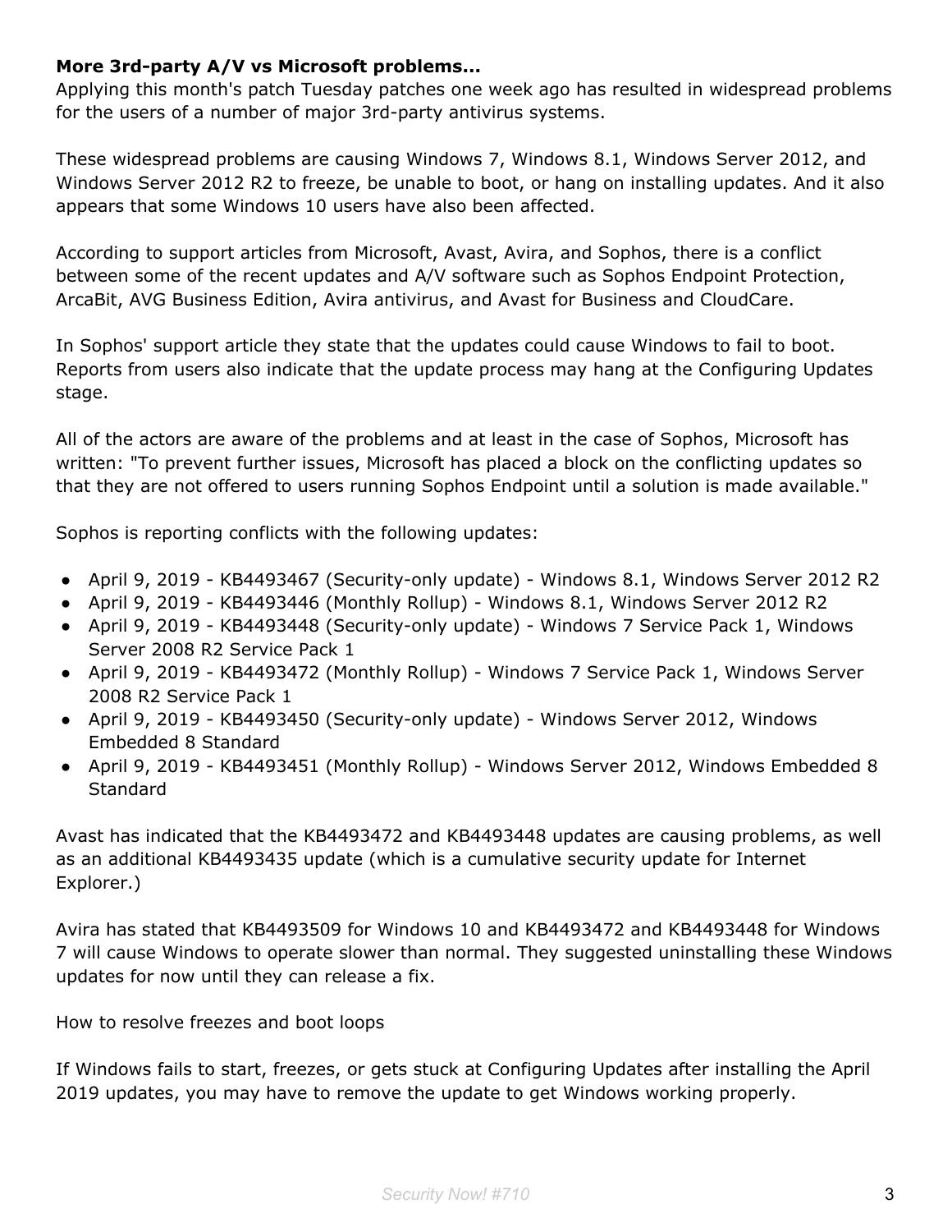**More 3rd-party A/V vs Microsoft problems...**

Applying this month's patch Tuesday patches one week ago has resulted in widespread problems for the users of a number of major 3rd-party antivirus systems.

These widespread problems are causing Windows 7, Windows 8.1, Windows Server 2012, and Windows Server 2012 R2 to freeze, be unable to boot, or hang on installing updates. And it also appears that some Windows 10 users have also been affected.

According to support articles from Microsoft, Avast, Avira, and Sophos, there is a conflict between some of the recent updates and A/V software such as Sophos Endpoint Protection, ArcaBit, AVG Business Edition, Avira antivirus, and Avast for Business and CloudCare.

In Sophos' support article they state that the updates could cause Windows to fail to boot. Reports from users also indicate that the update process may hang at the Configuring Updates stage.

All of the actors are aware of the problems and at least in the case of Sophos, Microsoft has written: "To prevent further issues, Microsoft has placed a block on the conflicting updates so that they are not offered to users running Sophos Endpoint until a solution is made available."

Sophos is reporting conflicts with the following updates:

- April 9, 2019 - KB4493467 (Security-only update) - Windows 8.1, Windows Server 2012 R2
- April 9, 2019 - KB4493446 (Monthly Rollup) - Windows 8.1, Windows Server 2012 R2
- April 9, 2019 - KB4493448 (Security-only update) - Windows 7 Service Pack 1, Windows Server 2008 R2 Service Pack 1
- April 9, 2019 - KB4493472 (Monthly Rollup) - Windows 7 Service Pack 1, Windows Server 2008 R2 Service Pack 1
- April 9, 2019 - KB4493450 (Security-only update) - Windows Server 2012, Windows Embedded 8 Standard
- April 9, 2019 - KB4493451 (Monthly Rollup) - Windows Server 2012, Windows Embedded 8 Standard

Avast has indicated that the KB4493472 and KB4493448 updates are causing problems, as well as an additional KB4493435 update (which is a cumulative security update for Internet Explorer.)

Avira has stated that KB4493509 for Windows 10 and KB4493472 and KB4493448 for Windows 7 will cause Windows to operate slower than normal. They suggested uninstalling these Windows updates for now until they can release a fix.

How to resolve freezes and boot loops

If Windows fails to start, freezes, or gets stuck at Configuring Updates after installing the April 2019 updates, you may have to remove the update to get Windows working properly.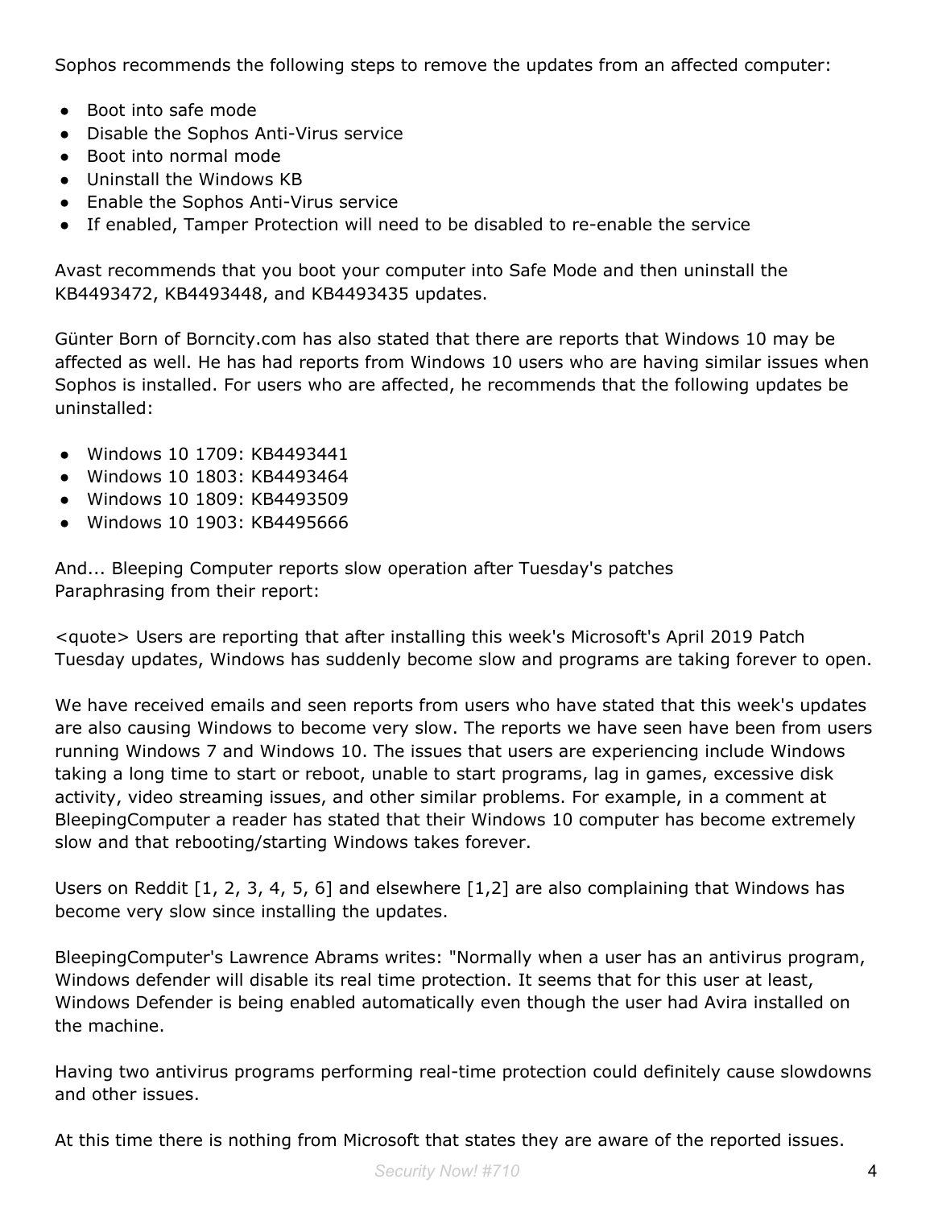Sophos recommends the following steps to remove the updates from an affected computer:

- Boot into safe mode
- Disable the Sophos Anti-Virus service
- Boot into normal mode
- Uninstall the Windows KB
- Enable the Sophos Anti-Virus service
- If enabled, Tamper Protection will need to be disabled to re-enable the service

Avast recommends that you boot your computer into Safe Mode and then uninstall the KB4493472, KB4493448, and KB4493435 updates.

Günter Born of Borncity.com has also stated that there are reports that Windows 10 may be affected as well. He has had reports from Windows 10 users who are having similar issues when Sophos is installed. For users who are affected, he recommends that the following updates be uninstalled:

- Windows 10 1709: KB4493441
- Windows 10 1803: KB4493464
- Windows 10 1809: KB4493509
- Windows 10 1903: KB4495666

And... Bleeping Computer reports slow operation after Tuesday's patches
Paraphrasing from their report:

<quote> Users are reporting that after installing this week's Microsoft's April 2019 Patch Tuesday updates, Windows has suddenly become slow and programs are taking forever to open.

We have received emails and seen reports from users who have stated that this week's updates are also causing Windows to become very slow. The reports we have seen have been from users running Windows 7 and Windows 10. The issues that users are experiencing include Windows taking a long time to start or reboot, unable to start programs, lag in games, excessive disk activity, video streaming issues, and other similar problems. For example, in a comment at BleepingComputer a reader has stated that their Windows 10 computer has become extremely slow and that rebooting/starting Windows takes forever.

Users on Reddit [1, 2, 3, 4, 5, 6] and elsewhere [1,2] are also complaining that Windows has become very slow since installing the updates.

BleepingComputer's Lawrence Abrams writes: "Normally when a user has an antivirus program, Windows defender will disable its real time protection. It seems that for this user at least, Windows Defender is being enabled automatically even though the user had Avira installed on the machine.

Having two antivirus programs performing real-time protection could definitely cause slowdowns and other issues.

At this time there is nothing from Microsoft that states they are aware of the reported issues.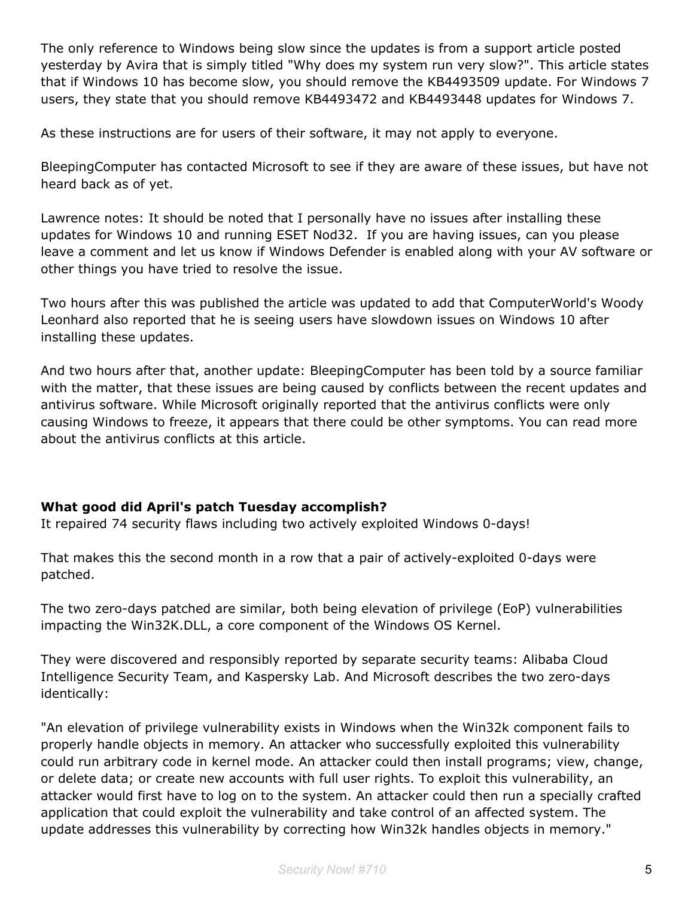The only reference to Windows being slow since the updates is from a support article posted yesterday by Avira that is simply titled "Why does my system run very slow?". This article states that if Windows 10 has become slow, you should remove the KB4493509 update. For Windows 7 users, they state that you should remove KB4493472 and KB4493448 updates for Windows 7.

As these instructions are for users of their software, it may not apply to everyone.

BleepingComputer has contacted Microsoft to see if they are aware of these issues, but have not heard back as of yet.

Lawrence notes: It should be noted that I personally have no issues after installing these updates for Windows 10 and running ESET Nod32. If you are having issues, can you please leave a comment and let us know if Windows Defender is enabled along with your AV software or other things you have tried to resolve the issue.

Two hours after this was published the article was updated to add that ComputerWorld's Woody Leonhard also reported that he is seeing users have slowdown issues on Windows 10 after installing these updates.

And two hours after that, another update: BleepingComputer has been told by a source familiar with the matter, that these issues are being caused by conflicts between the recent updates and antivirus software. While Microsoft originally reported that the antivirus conflicts were only causing Windows to freeze, it appears that there could be other symptoms. You can read more about the antivirus conflicts at this article.

**What good did April's patch Tuesday accomplish?**
It repaired 74 security flaws including two actively exploited Windows 0-days!

That makes this the second month in a row that a pair of actively-exploited 0-days were patched.

The two zero-days patched are similar, both being elevation of privilege (EoP) vulnerabilities impacting the Win32K.DLL, a core component of the Windows OS Kernel.

They were discovered and responsibly reported by separate security teams: Alibaba Cloud Intelligence Security Team, and Kaspersky Lab. And Microsoft describes the two zero-days identically:

"An elevation of privilege vulnerability exists in Windows when the Win32k component fails to properly handle objects in memory. An attacker who successfully exploited this vulnerability could run arbitrary code in kernel mode. An attacker could then install programs; view, change, or delete data; or create new accounts with full user rights. To exploit this vulnerability, an attacker would first have to log on to the system. An attacker could then run a specially crafted application that could exploit the vulnerability and take control of an affected system. The update addresses this vulnerability by correcting how Win32k handles objects in memory."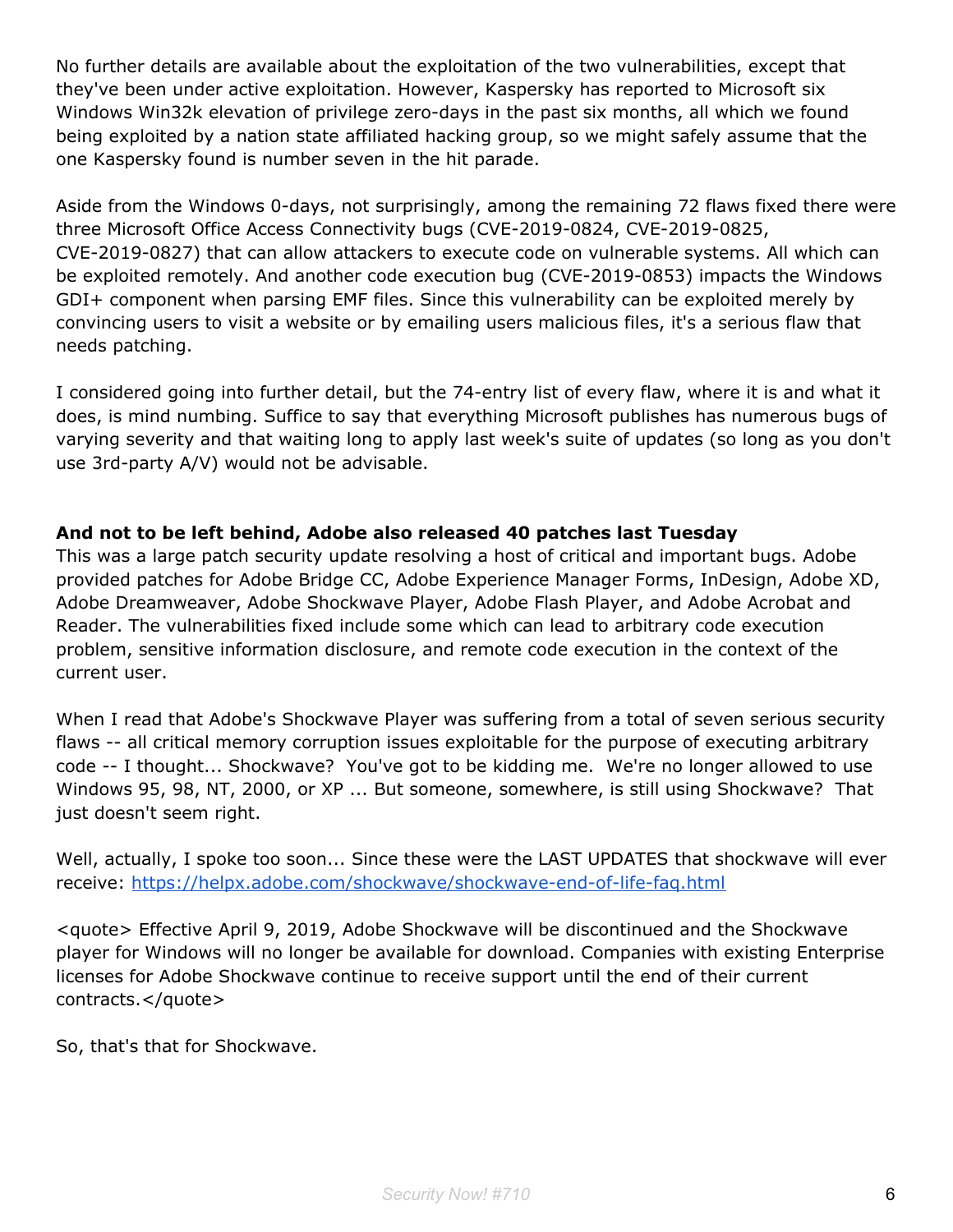No further details are available about the exploitation of the two vulnerabilities, except that they've been under active exploitation. However, Kaspersky has reported to Microsoft six Windows Win32k elevation of privilege zero-days in the past six months, all which we found being exploited by a nation state affiliated hacking group, so we might safely assume that the one Kaspersky found is number seven in the hit parade.

Aside from the Windows 0-days, not surprisingly, among the remaining 72 flaws fixed there were three Microsoft Office Access Connectivity bugs (CVE-2019-0824, CVE-2019-0825, CVE-2019-0827) that can allow attackers to execute code on vulnerable systems. All which can be exploited remotely. And another code execution bug (CVE-2019-0853) impacts the Windows GDI+ component when parsing EMF files. Since this vulnerability can be exploited merely by convincing users to visit a website or by emailing users malicious files, it's a serious flaw that needs patching.

I considered going into further detail, but the 74-entry list of every flaw, where it is and what it does, is mind numbing. Suffice to say that everything Microsoft publishes has numerous bugs of varying severity and that waiting long to apply last week's suite of updates (so long as you don't use 3rd-party A/V) would not be advisable.

**And not to be left behind, Adobe also released 40 patches last Tuesday**

This was a large patch security update resolving a host of critical and important bugs. Adobe provided patches for Adobe Bridge CC, Adobe Experience Manager Forms, InDesign, Adobe XD, Adobe Dreamweaver, Adobe Shockwave Player, Adobe Flash Player, and Adobe Acrobat and Reader. The vulnerabilities fixed include some which can lead to arbitrary code execution problem, sensitive information disclosure, and remote code execution in the context of the current user.

When I read that Adobe's Shockwave Player was suffering from a total of seven serious security flaws -- all critical memory corruption issues exploitable for the purpose of executing arbitrary code -- I thought... Shockwave? You've got to be kidding me. We're no longer allowed to use Windows 95, 98, NT, 2000, or XP ... But someone, somewhere, is still using Shockwave? That just doesn't seem right.

Well, actually, I spoke too soon... Since these were the LAST UPDATES that shockwave will ever receive: https://helpx.adobe.com/shockwave/shockwave-end-of-life-faq.html

<quote> Effective April 9, 2019, Adobe Shockwave will be discontinued and the Shockwave player for Windows will no longer be available for download. Companies with existing Enterprise licenses for Adobe Shockwave continue to receive support until the end of their current contracts.</quote>

So, that's that for Shockwave.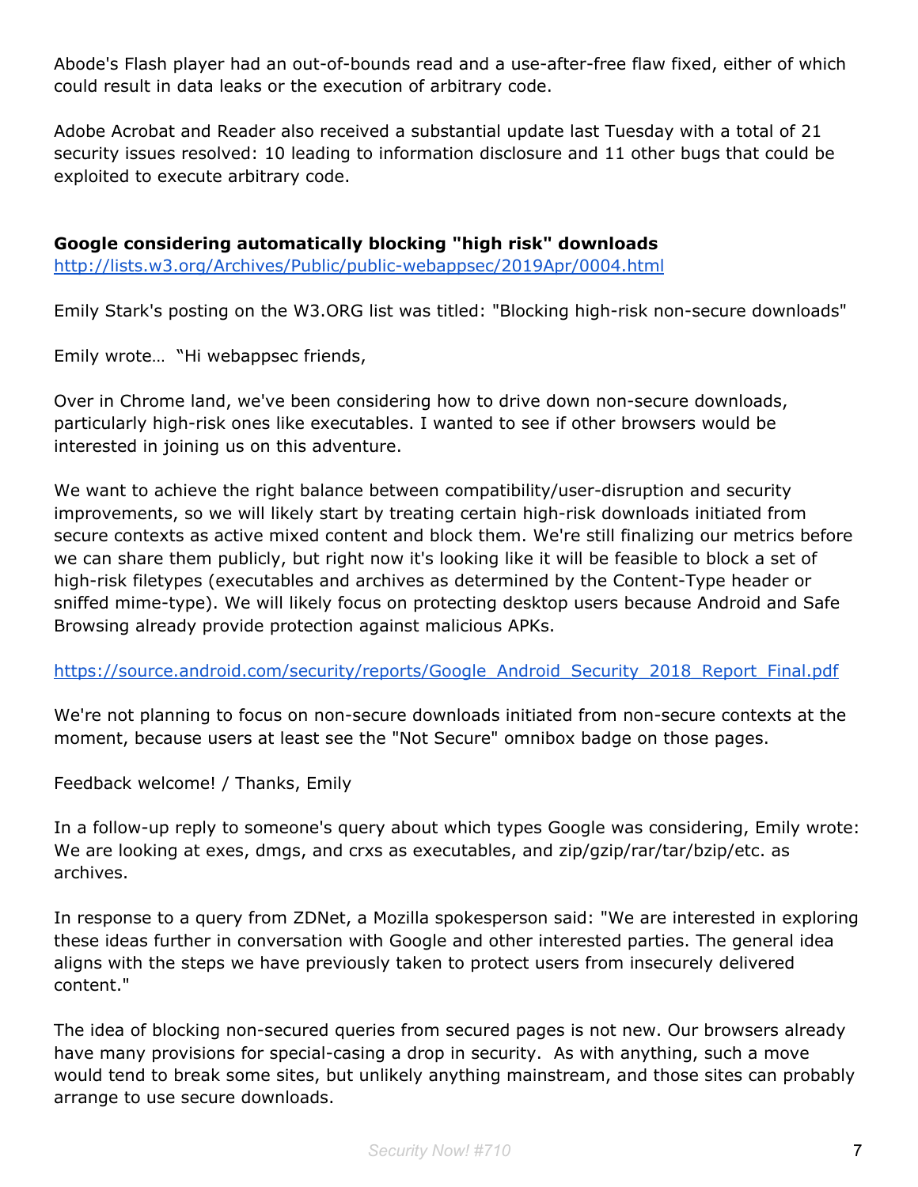Abode's Flash player had an out-of-bounds read and a use-after-free flaw fixed, either of which could result in data leaks or the execution of arbitrary code.

Adobe Acrobat and Reader also received a substantial update last Tuesday with a total of 21 security issues resolved: 10 leading to information disclosure and 11 other bugs that could be exploited to execute arbitrary code.

**Google considering automatically blocking "high risk" downloads**
http://lists.w3.org/Archives/Public/public-webappsec/2019Apr/0004.html

Emily Stark's posting on the W3.ORG list was titled: "Blocking high-risk non-secure downloads"

Emily wrote… "Hi webappsec friends,

Over in Chrome land, we've been considering how to drive down non-secure downloads, particularly high-risk ones like executables. I wanted to see if other browsers would be interested in joining us on this adventure.

We want to achieve the right balance between compatibility/user-disruption and security improvements, so we will likely start by treating certain high-risk downloads initiated from secure contexts as active mixed content and block them. We're still finalizing our metrics before we can share them publicly, but right now it's looking like it will be feasible to block a set of high-risk filetypes (executables and archives as determined by the Content-Type header or sniffed mime-type). We will likely focus on protecting desktop users because Android and Safe Browsing already provide protection against malicious APKs.

https://source.android.com/security/reports/Google_Android_Security_2018_Report_Final.pdf

We're not planning to focus on non-secure downloads initiated from non-secure contexts at the moment, because users at least see the "Not Secure" omnibox badge on those pages.

Feedback welcome! / Thanks, Emily

In a follow-up reply to someone's query about which types Google was considering, Emily wrote: We are looking at exes, dmgs, and crxs as executables, and zip/gzip/rar/tar/bzip/etc. as archives.

In response to a query from ZDNet, a Mozilla spokesperson said: "We are interested in exploring these ideas further in conversation with Google and other interested parties. The general idea aligns with the steps we have previously taken to protect users from insecurely delivered content."

The idea of blocking non-secured queries from secured pages is not new. Our browsers already have many provisions for special-casing a drop in security. As with anything, such a move would tend to break some sites, but unlikely anything mainstream, and those sites can probably arrange to use secure downloads.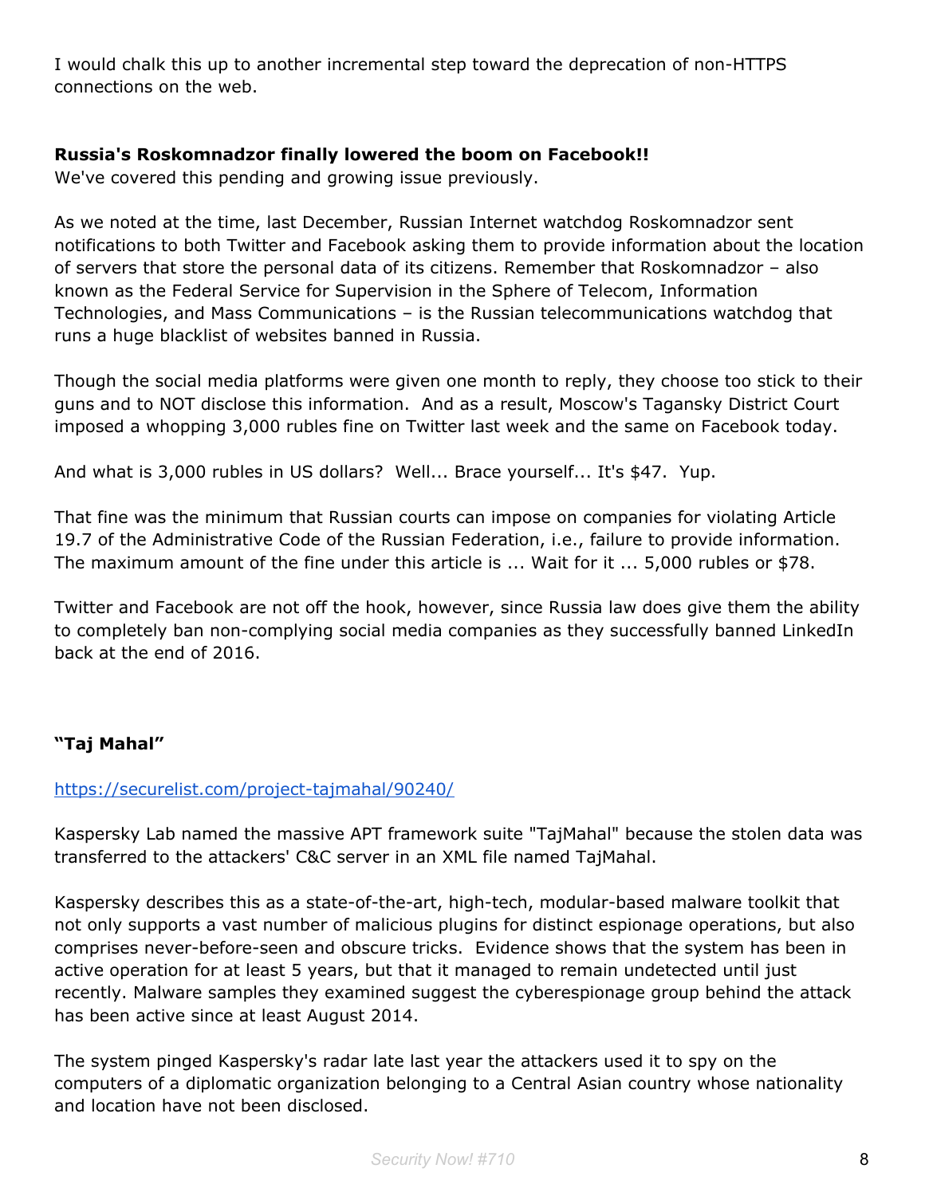I would chalk this up to another incremental step toward the deprecation of non-HTTPS connections on the web.

**Russia's Roskomnadzor finally lowered the boom on Facebook!!**

We've covered this pending and growing issue previously.

As we noted at the time, last December, Russian Internet watchdog Roskomnadzor sent notifications to both Twitter and Facebook asking them to provide information about the location of servers that store the personal data of its citizens. Remember that Roskomnadzor – also known as the Federal Service for Supervision in the Sphere of Telecom, Information Technologies, and Mass Communications – is the Russian telecommunications watchdog that runs a huge blacklist of websites banned in Russia.

Though the social media platforms were given one month to reply, they choose too stick to their guns and to NOT disclose this information. And as a result, Moscow's Tagansky District Court imposed a whopping 3,000 rubles fine on Twitter last week and the same on Facebook today.

And what is 3,000 rubles in US dollars? Well... Brace yourself... It's $47. Yup.

That fine was the minimum that Russian courts can impose on companies for violating Article 19.7 of the Administrative Code of the Russian Federation, i.e., failure to provide information. The maximum amount of the fine under this article is ... Wait for it ... 5,000 rubles or $78.

Twitter and Facebook are not off the hook, however, since Russia law does give them the ability to completely ban non-complying social media companies as they successfully banned LinkedIn back at the end of 2016.

**"Taj Mahal"**

https://securelist.com/project-tajmahal/90240/

Kaspersky Lab named the massive APT framework suite "TajMahal" because the stolen data was transferred to the attackers' C&C server in an XML file named TajMahal.

Kaspersky describes this as a state-of-the-art, high-tech, modular-based malware toolkit that not only supports a vast number of malicious plugins for distinct espionage operations, but also comprises never-before-seen and obscure tricks. Evidence shows that the system has been in active operation for at least 5 years, but that it managed to remain undetected until just recently. Malware samples they examined suggest the cyberespionage group behind the attack has been active since at least August 2014.

The system pinged Kaspersky's radar late last year the attackers used it to spy on the computers of a diplomatic organization belonging to a Central Asian country whose nationality and location have not been disclosed.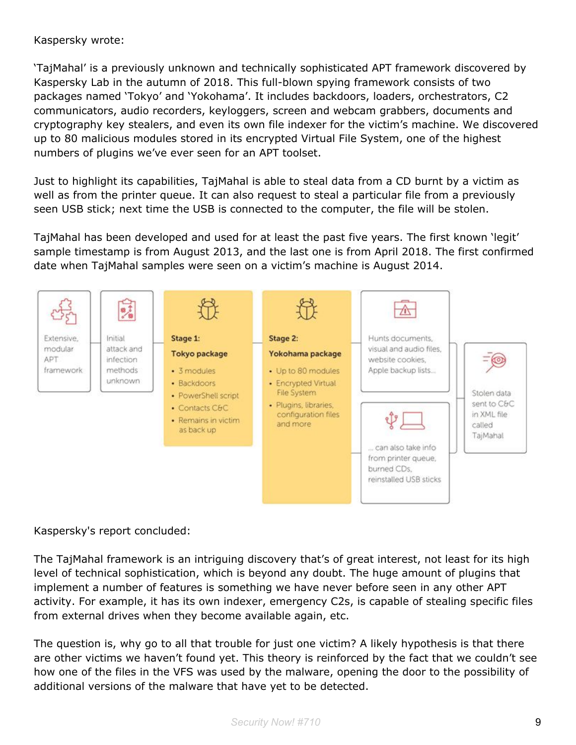Kaspersky wrote:

'TajMahal' is a previously unknown and technically sophisticated APT framework discovered by Kaspersky Lab in the autumn of 2018. This full-blown spying framework consists of two packages named 'Tokyo' and 'Yokohama'. It includes backdoors, loaders, orchestrators, C2 communicators, audio recorders, keyloggers, screen and webcam grabbers, documents and cryptography key stealers, and even its own file indexer for the victim's machine. We discovered up to 80 malicious modules stored in its encrypted Virtual File System, one of the highest numbers of plugins we've ever seen for an APT toolset.

Just to highlight its capabilities, TajMahal is able to steal data from a CD burnt by a victim as well as from the printer queue. It can also request to steal a particular file from a previously seen USB stick; next time the USB is connected to the computer, the file will be stolen.

TajMahal has been developed and used for at least the past five years. The first known 'legit' sample timestamp is from August 2013, and the last one is from April 2018. The first confirmed date when TajMahal samples were seen on a victim's machine is August 2014.

Extensive, modular APT framework

Initial attack and infection methods unknown

**Stage 1:**
**Tokyo package**
- 3 modules
- Backdoors
- PowerShell script
- Contacts C&C
- Remains in victim as back up

**Stage 2:**
**Yokohama package**
- Up to 80 modules
- Encrypted Virtual File System
- Plugins, libraries, configuration files and more

Hunts documents, visual and audio files, website cookies, Apple backup lists...

... can also take info from printer queue, burned CDs, reinstalled USB sticks

Stolen data sent to C&C in XML file called TajMahal

Kaspersky's report concluded:

The TajMahal framework is an intriguing discovery that's of great interest, not least for its high level of technical sophistication, which is beyond any doubt. The huge amount of plugins that implement a number of features is something we have never before seen in any other APT activity. For example, it has its own indexer, emergency C2s, is capable of stealing specific files from external drives when they become available again, etc.

The question is, why go to all that trouble for just one victim? A likely hypothesis is that there are other victims we haven't found yet. This theory is reinforced by the fact that we couldn't see how one of the files in the VFS was used by the malware, opening the door to the possibility of additional versions of the malware that have yet to be detected.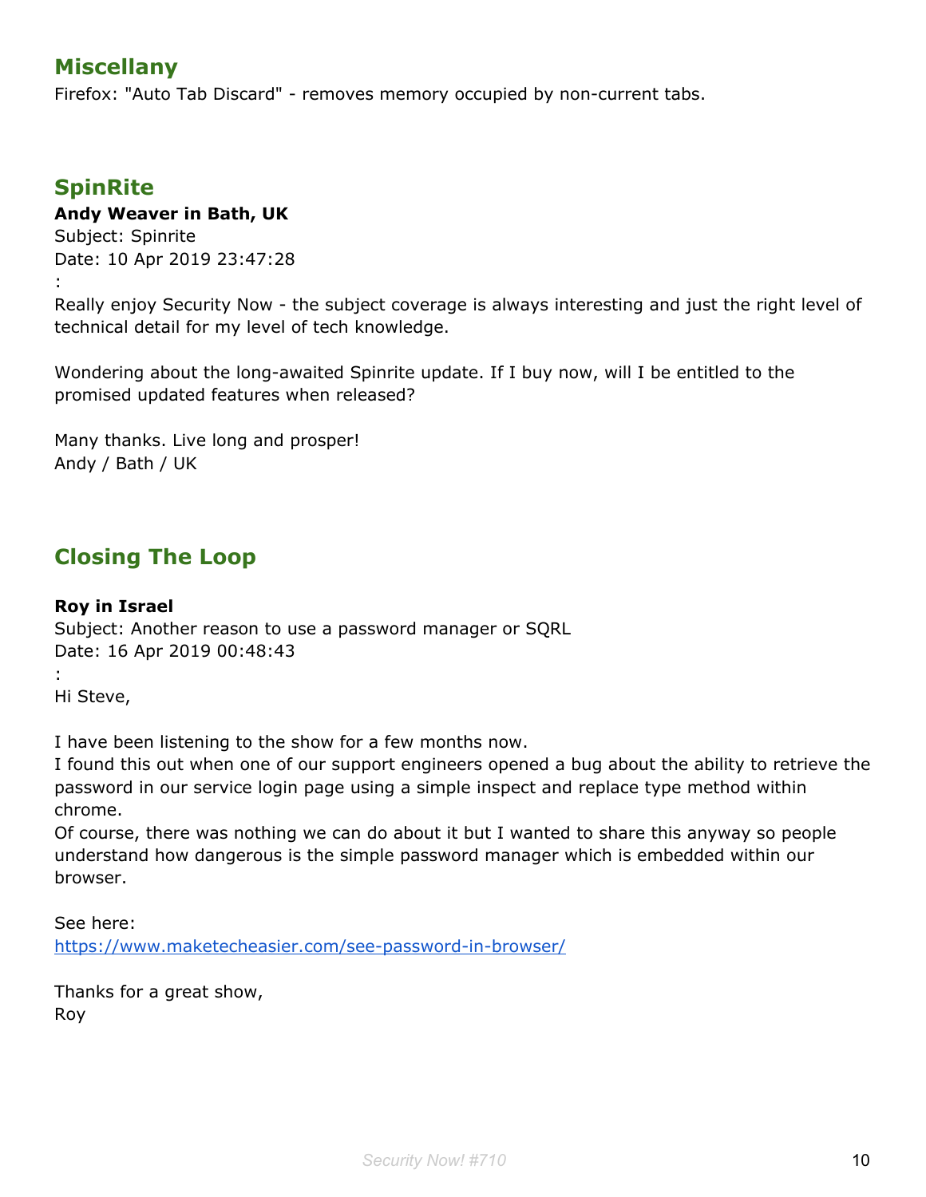## Miscellany

Firefox: "Auto Tab Discard" - removes memory occupied by non-current tabs.

## SpinRite

**Andy Weaver in Bath, UK**
Subject: Spinrite
Date: 10 Apr 2019 23:47:28
:
Really enjoy Security Now - the subject coverage is always interesting and just the right level of technical detail for my level of tech knowledge.

Wondering about the long-awaited Spinrite update. If I buy now, will I be entitled to the promised updated features when released?

Many thanks. Live long and prosper!
Andy / Bath / UK

## Closing The Loop

**Roy in Israel**
Subject: Another reason to use a password manager or SQRL
Date: 16 Apr 2019 00:48:43
:
Hi Steve,

I have been listening to the show for a few months now.
I found this out when one of our support engineers opened a bug about the ability to retrieve the password in our service login page using a simple inspect and replace type method within chrome.
Of course, there was nothing we can do about it but I wanted to share this anyway so people understand how dangerous is the simple password manager which is embedded within our browser.

See here:
https://www.maketecheasier.com/see-password-in-browser/

Thanks for a great show,
Roy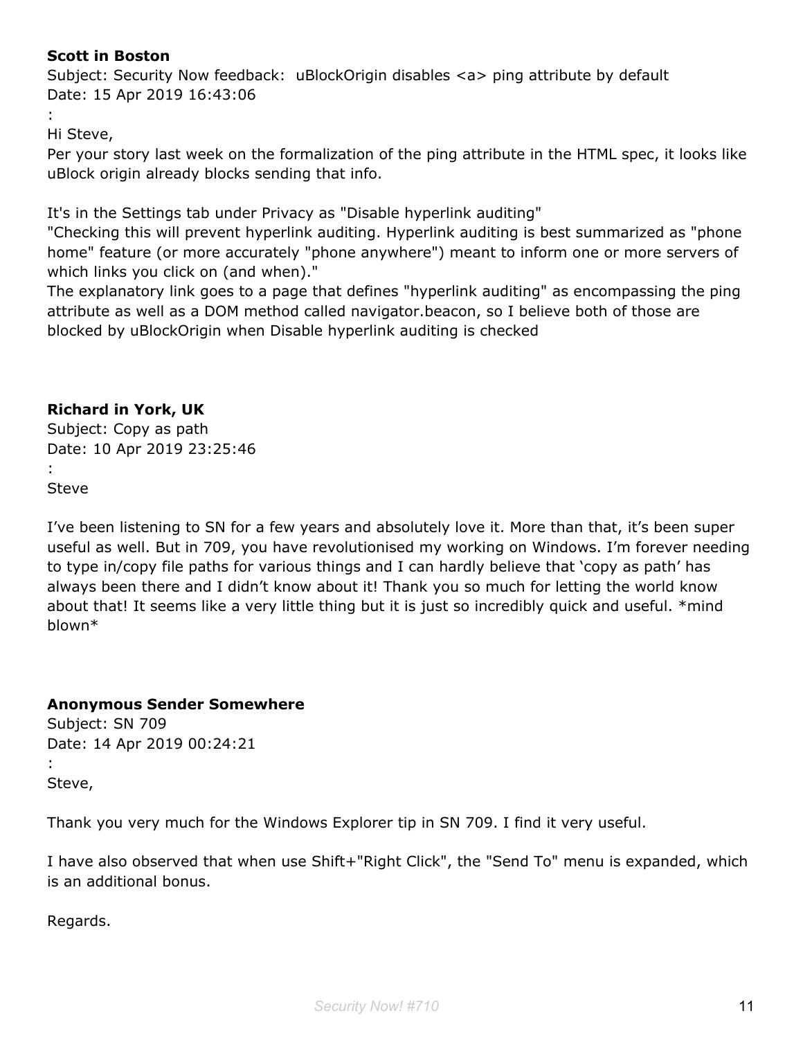**Scott in Boston**
Subject: Security Now feedback:  uBlockOrigin disables <a> ping attribute by default
Date: 15 Apr 2019 16:43:06
:
Hi Steve,
Per your story last week on the formalization of the ping attribute in the HTML spec, it looks like uBlock origin already blocks sending that info.

It's in the Settings tab under Privacy as "Disable hyperlink auditing"
"Checking this will prevent hyperlink auditing. Hyperlink auditing is best summarized as "phone home" feature (or more accurately "phone anywhere") meant to inform one or more servers of which links you click on (and when)."
The explanatory link goes to a page that defines "hyperlink auditing" as encompassing the ping attribute as well as a DOM method called navigator.beacon, so I believe both of those are blocked by uBlockOrigin when Disable hyperlink auditing is checked

**Richard in York, UK**
Subject: Copy as path
Date: 10 Apr 2019 23:25:46
:
Steve

I've been listening to SN for a few years and absolutely love it. More than that, it's been super useful as well. But in 709, you have revolutionised my working on Windows. I'm forever needing to type in/copy file paths for various things and I can hardly believe that 'copy as path' has always been there and I didn't know about it! Thank you so much for letting the world know about that! It seems like a very little thing but it is just so incredibly quick and useful. *mind blown*

**Anonymous Sender Somewhere**
Subject: SN 709
Date: 14 Apr 2019 00:24:21
:
Steve,

Thank you very much for the Windows Explorer tip in SN 709. I find it very useful.

I have also observed that when use Shift+"Right Click", the "Send To" menu is expanded, which is an additional bonus.

Regards.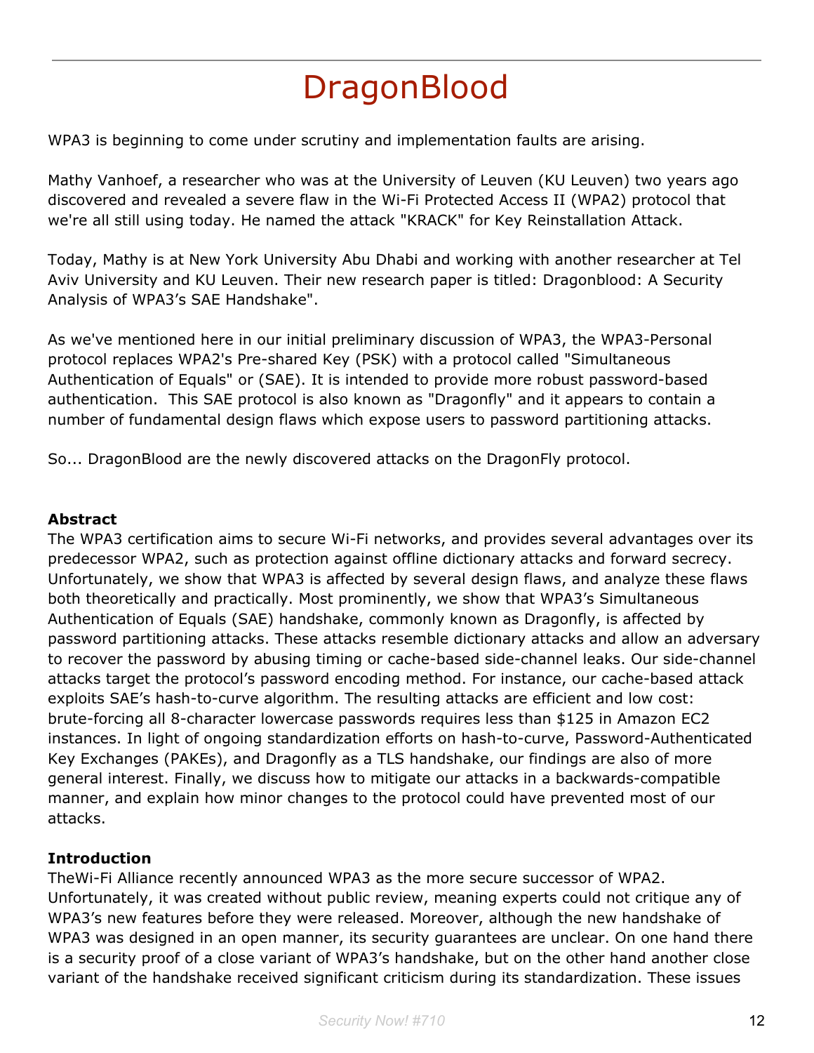# DragonBlood

WPA3 is beginning to come under scrutiny and implementation faults are arising.

Mathy Vanhoef, a researcher who was at the University of Leuven (KU Leuven) two years ago discovered and revealed a severe flaw in the Wi-Fi Protected Access II (WPA2) protocol that we're all still using today. He named the attack "KRACK" for Key Reinstallation Attack.

Today, Mathy is at New York University Abu Dhabi and working with another researcher at Tel Aviv University and KU Leuven. Their new research paper is titled: Dragonblood: A Security Analysis of WPA3's SAE Handshake".

As we've mentioned here in our initial preliminary discussion of WPA3, the WPA3-Personal protocol replaces WPA2's Pre-shared Key (PSK) with a protocol called "Simultaneous Authentication of Equals" or (SAE). It is intended to provide more robust password-based authentication. This SAE protocol is also known as "Dragonfly" and it appears to contain a number of fundamental design flaws which expose users to password partitioning attacks.

So... DragonBlood are the newly discovered attacks on the DragonFly protocol.

**Abstract**

The WPA3 certification aims to secure Wi-Fi networks, and provides several advantages over its predecessor WPA2, such as protection against offline dictionary attacks and forward secrecy. Unfortunately, we show that WPA3 is affected by several design flaws, and analyze these flaws both theoretically and practically. Most prominently, we show that WPA3's Simultaneous Authentication of Equals (SAE) handshake, commonly known as Dragonfly, is affected by password partitioning attacks. These attacks resemble dictionary attacks and allow an adversary to recover the password by abusing timing or cache-based side-channel leaks. Our side-channel attacks target the protocol's password encoding method. For instance, our cache-based attack exploits SAE's hash-to-curve algorithm. The resulting attacks are efficient and low cost: brute-forcing all 8-character lowercase passwords requires less than $125 in Amazon EC2 instances. In light of ongoing standardization efforts on hash-to-curve, Password-Authenticated Key Exchanges (PAKEs), and Dragonfly as a TLS handshake, our findings are also of more general interest. Finally, we discuss how to mitigate our attacks in a backwards-compatible manner, and explain how minor changes to the protocol could have prevented most of our attacks.

**Introduction**

TheWi-Fi Alliance recently announced WPA3 as the more secure successor of WPA2. Unfortunately, it was created without public review, meaning experts could not critique any of WPA3's new features before they were released. Moreover, although the new handshake of WPA3 was designed in an open manner, its security guarantees are unclear. On one hand there is a security proof of a close variant of WPA3's handshake, but on the other hand another close variant of the handshake received significant criticism during its standardization. These issues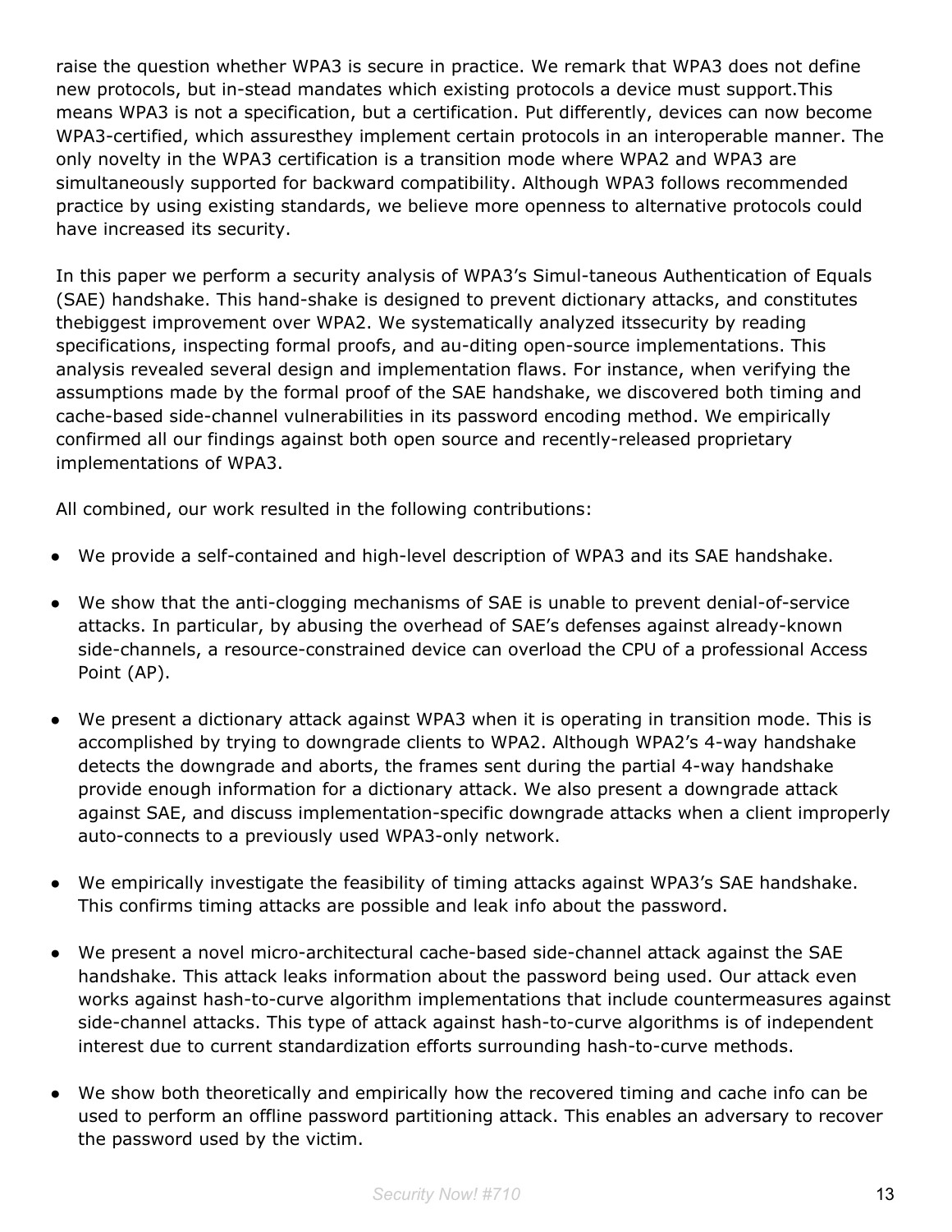raise the question whether WPA3 is secure in practice. We remark that WPA3 does not define new protocols, but in-stead mandates which existing protocols a device must support.This means WPA3 is not a specification, but a certification. Put differently, devices can now become WPA3-certified, which assuresthey implement certain protocols in an interoperable manner. The only novelty in the WPA3 certification is a transition mode where WPA2 and WPA3 are simultaneously supported for backward compatibility. Although WPA3 follows recommended practice by using existing standards, we believe more openness to alternative protocols could have increased its security.

In this paper we perform a security analysis of WPA3's Simul-taneous Authentication of Equals (SAE) handshake. This hand-shake is designed to prevent dictionary attacks, and constitutes thebiggest improvement over WPA2. We systematically analyzed itssecurity by reading specifications, inspecting formal proofs, and au-diting open-source implementations. This analysis revealed several design and implementation flaws. For instance, when verifying the assumptions made by the formal proof of the SAE handshake, we discovered both timing and cache-based side-channel vulnerabilities in its password encoding method. We empirically confirmed all our findings against both open source and recently-released proprietary implementations of WPA3.

All combined, our work resulted in the following contributions:

- We provide a self-contained and high-level description of WPA3 and its SAE handshake.
- We show that the anti-clogging mechanisms of SAE is unable to prevent denial-of-service attacks. In particular, by abusing the overhead of SAE's defenses against already-known side-channels, a resource-constrained device can overload the CPU of a professional Access Point (AP).
- We present a dictionary attack against WPA3 when it is operating in transition mode. This is accomplished by trying to downgrade clients to WPA2. Although WPA2's 4-way handshake detects the downgrade and aborts, the frames sent during the partial 4-way handshake provide enough information for a dictionary attack. We also present a downgrade attack against SAE, and discuss implementation-specific downgrade attacks when a client improperly auto-connects to a previously used WPA3-only network.
- We empirically investigate the feasibility of timing attacks against WPA3's SAE handshake. This confirms timing attacks are possible and leak info about the password.
- We present a novel micro-architectural cache-based side-channel attack against the SAE handshake. This attack leaks information about the password being used. Our attack even works against hash-to-curve algorithm implementations that include countermeasures against side-channel attacks. This type of attack against hash-to-curve algorithms is of independent interest due to current standardization efforts surrounding hash-to-curve methods.
- We show both theoretically and empirically how the recovered timing and cache info can be used to perform an offline password partitioning attack. This enables an adversary to recover the password used by the victim.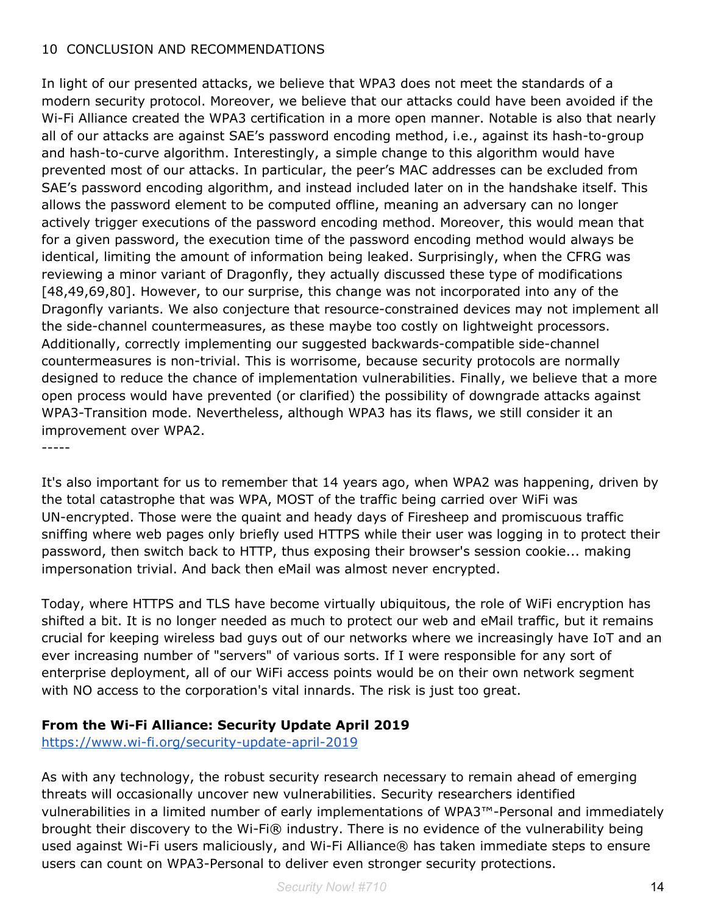10 CONCLUSION AND RECOMMENDATIONS

In light of our presented attacks, we believe that WPA3 does not meet the standards of a modern security protocol. Moreover, we believe that our attacks could have been avoided if the Wi-Fi Alliance created the WPA3 certification in a more open manner. Notable is also that nearly all of our attacks are against SAE's password encoding method, i.e., against its hash-to-group and hash-to-curve algorithm. Interestingly, a simple change to this algorithm would have prevented most of our attacks. In particular, the peer's MAC addresses can be excluded from SAE's password encoding algorithm, and instead included later on in the handshake itself. This allows the password element to be computed offline, meaning an adversary can no longer actively trigger executions of the password encoding method. Moreover, this would mean that for a given password, the execution time of the password encoding method would always be identical, limiting the amount of information being leaked. Surprisingly, when the CFRG was reviewing a minor variant of Dragonfly, they actually discussed these type of modifications [48,49,69,80]. However, to our surprise, this change was not incorporated into any of the Dragonfly variants. We also conjecture that resource-constrained devices may not implement all the side-channel countermeasures, as these maybe too costly on lightweight processors. Additionally, correctly implementing our suggested backwards-compatible side-channel countermeasures is non-trivial. This is worrisome, because security protocols are normally designed to reduce the chance of implementation vulnerabilities. Finally, we believe that a more open process would have prevented (or clarified) the possibility of downgrade attacks against WPA3-Transition mode. Nevertheless, although WPA3 has its flaws, we still consider it an improvement over WPA2.

-----

It's also important for us to remember that 14 years ago, when WPA2 was happening, driven by the total catastrophe that was WPA, MOST of the traffic being carried over WiFi was UN-encrypted. Those were the quaint and heady days of Firesheep and promiscuous traffic sniffing where web pages only briefly used HTTPS while their user was logging in to protect their password, then switch back to HTTP, thus exposing their browser's session cookie... making impersonation trivial. And back then eMail was almost never encrypted.

Today, where HTTPS and TLS have become virtually ubiquitous, the role of WiFi encryption has shifted a bit. It is no longer needed as much to protect our web and eMail traffic, but it remains crucial for keeping wireless bad guys out of our networks where we increasingly have IoT and an ever increasing number of "servers" of various sorts. If I were responsible for any sort of enterprise deployment, all of our WiFi access points would be on their own network segment with NO access to the corporation's vital innards. The risk is just too great.

**From the Wi-Fi Alliance: Security Update April 2019**
https://www.wi-fi.org/security-update-april-2019

As with any technology, the robust security research necessary to remain ahead of emerging threats will occasionally uncover new vulnerabilities. Security researchers identified vulnerabilities in a limited number of early implementations of WPA3™-Personal and immediately brought their discovery to the Wi-Fi® industry. There is no evidence of the vulnerability being used against Wi-Fi users maliciously, and Wi-Fi Alliance® has taken immediate steps to ensure users can count on WPA3-Personal to deliver even stronger security protections.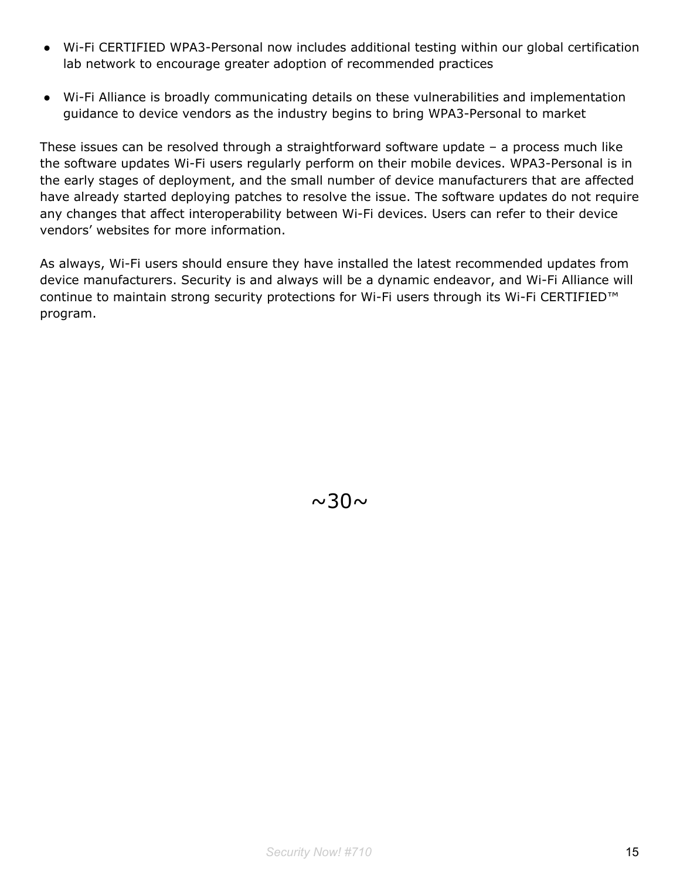- Wi-Fi CERTIFIED WPA3-Personal now includes additional testing within our global certification lab network to encourage greater adoption of recommended practices

- Wi-Fi Alliance is broadly communicating details on these vulnerabilities and implementation guidance to device vendors as the industry begins to bring WPA3-Personal to market

These issues can be resolved through a straightforward software update – a process much like the software updates Wi-Fi users regularly perform on their mobile devices. WPA3-Personal is in the early stages of deployment, and the small number of device manufacturers that are affected have already started deploying patches to resolve the issue. The software updates do not require any changes that affect interoperability between Wi-Fi devices. Users can refer to their device vendors' websites for more information.

As always, Wi-Fi users should ensure they have installed the latest recommended updates from device manufacturers. Security is and always will be a dynamic endeavor, and Wi-Fi Alliance will continue to maintain strong security protections for Wi-Fi users through its Wi-Fi CERTIFIED™ program.

~30~